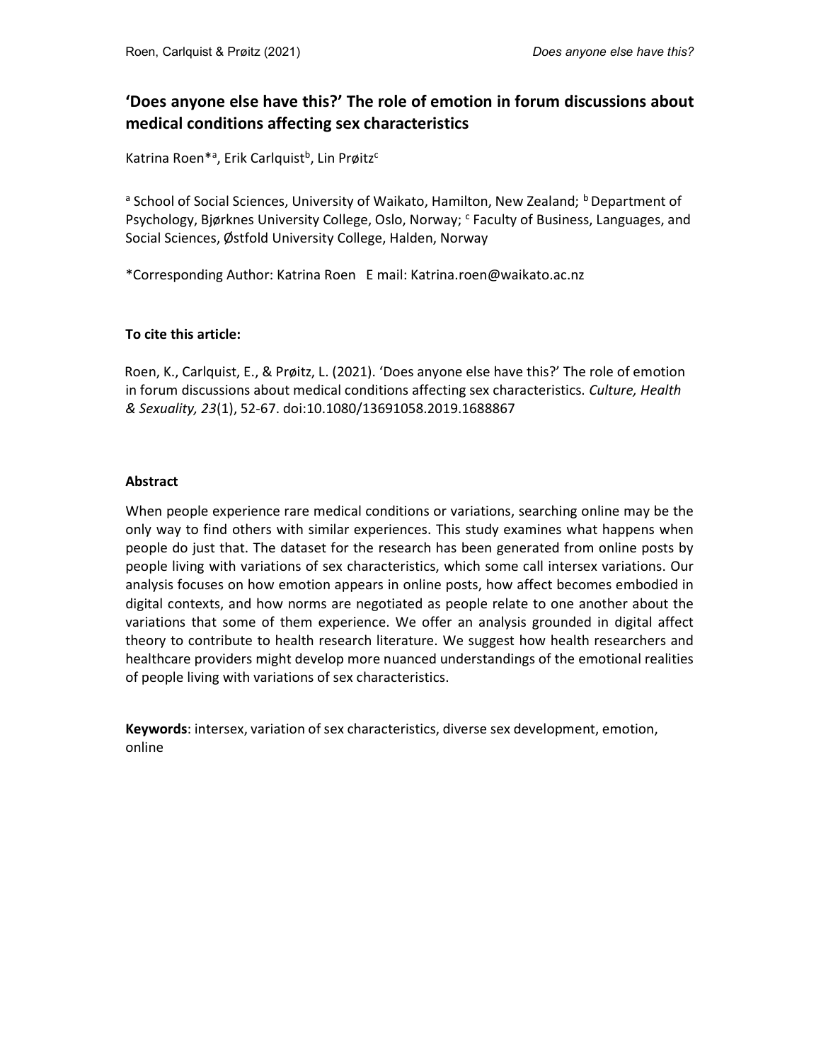# ‘Does anyone else have this?’ The role of emotion in forum discussions about medical conditions affecting sex characteristics

Katrina Roen*[a], Erik Carlquist[b], Lin Prøitz[c]

[a] School of Social Sciences, University of Waikato, Hamilton, New Zealand; [b] Department of Psychology, Bjørknes University College, Oslo, Norway; [c] Faculty of Business, Languages, and Social Sciences, Østfold University College, Halden, Norway

*Corresponding Author: Katrina Roen E mail: Katrina.roen@waikato.ac.nz

**To cite this article:**

Roen, K., Carlquist, E., & Prøitz, L. (2021). ‘Does anyone else have this?’ The role of emotion in forum discussions about medical conditions affecting sex characteristics. *Culture, Health & Sexuality, 23*(1), 52-67. doi:10.1080/13691058.2019.1688867

**Abstract**

When people experience rare medical conditions or variations, searching online may be the only way to find others with similar experiences. This study examines what happens when people do just that. The dataset for the research has been generated from online posts by people living with variations of sex characteristics, which some call intersex variations. Our analysis focuses on how emotion appears in online posts, how affect becomes embodied in digital contexts, and how norms are negotiated as people relate to one another about the variations that some of them experience. We offer an analysis grounded in digital affect theory to contribute to health research literature. We suggest how health researchers and healthcare providers might develop more nuanced understandings of the emotional realities of people living with variations of sex characteristics.

**Keywords**: intersex, variation of sex characteristics, diverse sex development, emotion, online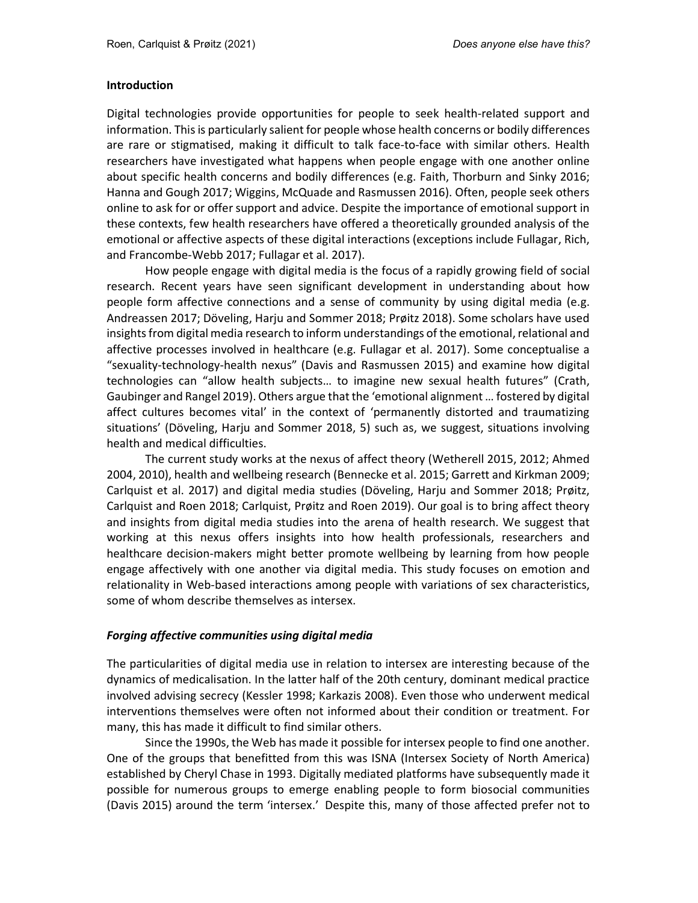## Introduction

Digital technologies provide opportunities for people to seek health-related support and information. This is particularly salient for people whose health concerns or bodily differences are rare or stigmatised, making it difficult to talk face-to-face with similar others. Health researchers have investigated what happens when people engage with one another online about specific health concerns and bodily differences (e.g. Faith, Thorburn and Sinky 2016; Hanna and Gough 2017; Wiggins, McQuade and Rasmussen 2016). Often, people seek others online to ask for or offer support and advice. Despite the importance of emotional support in these contexts, few health researchers have offered a theoretically grounded analysis of the emotional or affective aspects of these digital interactions (exceptions include Fullagar, Rich, and Francombe-Webb 2017; Fullagar et al. 2017).

How people engage with digital media is the focus of a rapidly growing field of social research. Recent years have seen significant development in understanding about how people form affective connections and a sense of community by using digital media (e.g. Andreassen 2017; Döveling, Harju and Sommer 2018; Prøitz 2018). Some scholars have used insights from digital media research to inform understandings of the emotional, relational and affective processes involved in healthcare (e.g. Fullagar et al. 2017). Some conceptualise a "sexuality-technology-health nexus" (Davis and Rasmussen 2015) and examine how digital technologies can "allow health subjects… to imagine new sexual health futures" (Crath, Gaubinger and Rangel 2019). Others argue that the 'emotional alignment … fostered by digital affect cultures becomes vital' in the context of 'permanently distorted and traumatizing situations' (Döveling, Harju and Sommer 2018, 5) such as, we suggest, situations involving health and medical difficulties.

The current study works at the nexus of affect theory (Wetherell 2015, 2012; Ahmed 2004, 2010), health and wellbeing research (Bennecke et al. 2015; Garrett and Kirkman 2009; Carlquist et al. 2017) and digital media studies (Döveling, Harju and Sommer 2018; Prøitz, Carlquist and Roen 2018; Carlquist, Prøitz and Roen 2019). Our goal is to bring affect theory and insights from digital media studies into the arena of health research. We suggest that working at this nexus offers insights into how health professionals, researchers and healthcare decision-makers might better promote wellbeing by learning from how people engage affectively with one another via digital media. This study focuses on emotion and relationality in Web-based interactions among people with variations of sex characteristics, some of whom describe themselves as intersex.

### *Forging affective communities using digital media*

The particularities of digital media use in relation to intersex are interesting because of the dynamics of medicalisation. In the latter half of the 20th century, dominant medical practice involved advising secrecy (Kessler 1998; Karkazis 2008). Even those who underwent medical interventions themselves were often not informed about their condition or treatment. For many, this has made it difficult to find similar others.

Since the 1990s, the Web has made it possible for intersex people to find one another. One of the groups that benefitted from this was ISNA (Intersex Society of North America) established by Cheryl Chase in 1993. Digitally mediated platforms have subsequently made it possible for numerous groups to emerge enabling people to form biosocial communities (Davis 2015) around the term 'intersex.' Despite this, many of those affected prefer not to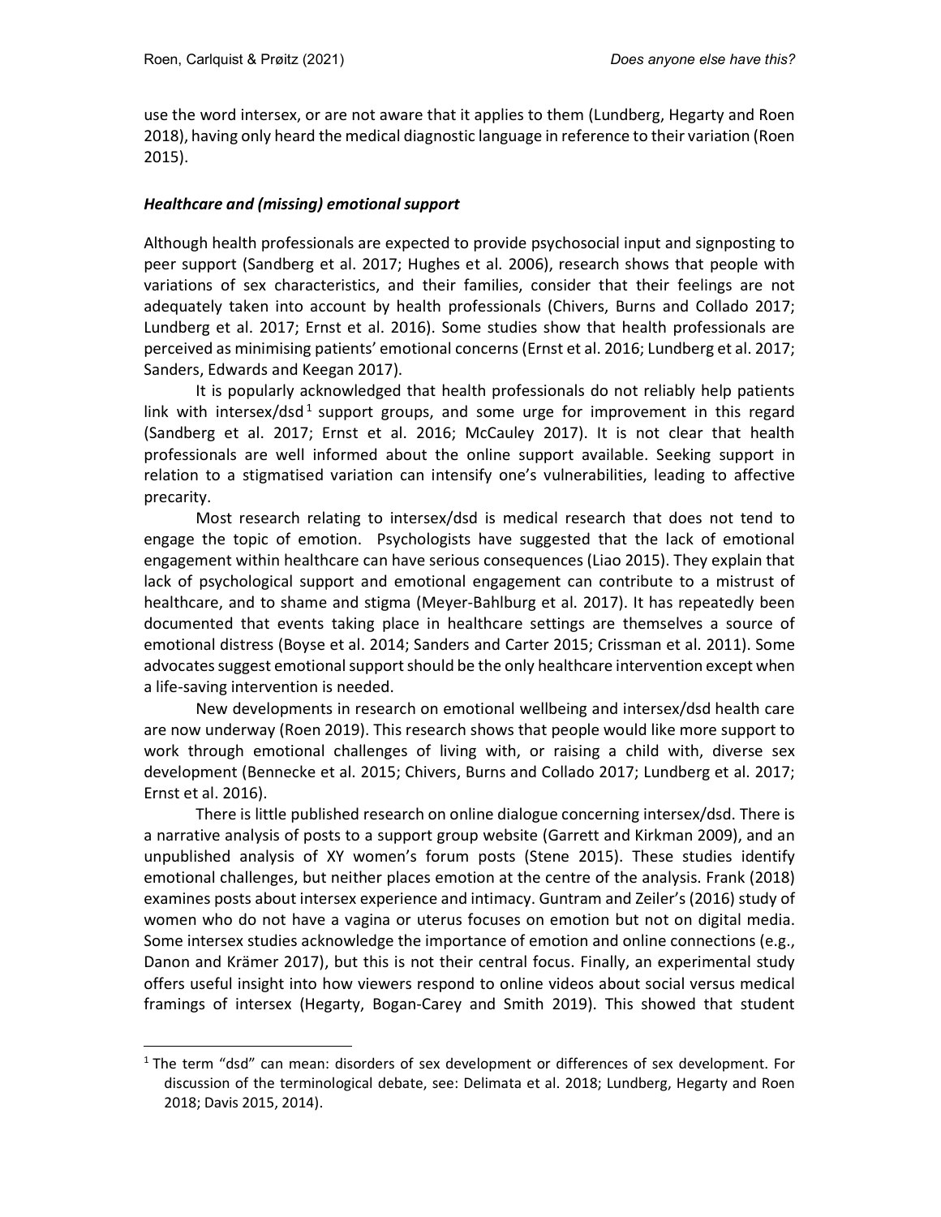use the word intersex, or are not aware that it applies to them (Lundberg, Hegarty and Roen 2018), having only heard the medical diagnostic language in reference to their variation (Roen 2015).

### *Healthcare and (missing) emotional support*

Although health professionals are expected to provide psychosocial input and signposting to peer support (Sandberg et al. 2017; Hughes et al. 2006), research shows that people with variations of sex characteristics, and their families, consider that their feelings are not adequately taken into account by health professionals (Chivers, Burns and Collado 2017; Lundberg et al. 2017; Ernst et al. 2016). Some studies show that health professionals are perceived as minimising patients' emotional concerns (Ernst et al. 2016; Lundberg et al. 2017; Sanders, Edwards and Keegan 2017).

It is popularly acknowledged that health professionals do not reliably help patients link with intersex/dsd[1] support groups, and some urge for improvement in this regard (Sandberg et al. 2017; Ernst et al. 2016; McCauley 2017). It is not clear that health professionals are well informed about the online support available. Seeking support in relation to a stigmatised variation can intensify one's vulnerabilities, leading to affective precarity.

Most research relating to intersex/dsd is medical research that does not tend to engage the topic of emotion. Psychologists have suggested that the lack of emotional engagement within healthcare can have serious consequences (Liao 2015). They explain that lack of psychological support and emotional engagement can contribute to a mistrust of healthcare, and to shame and stigma (Meyer-Bahlburg et al. 2017). It has repeatedly been documented that events taking place in healthcare settings are themselves a source of emotional distress (Boyse et al. 2014; Sanders and Carter 2015; Crissman et al. 2011). Some advocates suggest emotional support should be the only healthcare intervention except when a life-saving intervention is needed.

New developments in research on emotional wellbeing and intersex/dsd health care are now underway (Roen 2019). This research shows that people would like more support to work through emotional challenges of living with, or raising a child with, diverse sex development (Bennecke et al. 2015; Chivers, Burns and Collado 2017; Lundberg et al. 2017; Ernst et al. 2016).

There is little published research on online dialogue concerning intersex/dsd. There is a narrative analysis of posts to a support group website (Garrett and Kirkman 2009), and an unpublished analysis of XY women's forum posts (Stene 2015). These studies identify emotional challenges, but neither places emotion at the centre of the analysis. Frank (2018) examines posts about intersex experience and intimacy. Guntram and Zeiler's (2016) study of women who do not have a vagina or uterus focuses on emotion but not on digital media. Some intersex studies acknowledge the importance of emotion and online connections (e.g., Danon and Krämer 2017), but this is not their central focus. Finally, an experimental study offers useful insight into how viewers respond to online videos about social versus medical framings of intersex (Hegarty, Bogan-Carey and Smith 2019). This showed that student

[1] The term "dsd" can mean: disorders of sex development or differences of sex development. For discussion of the terminological debate, see: Delimata et al. 2018; Lundberg, Hegarty and Roen 2018; Davis 2015, 2014).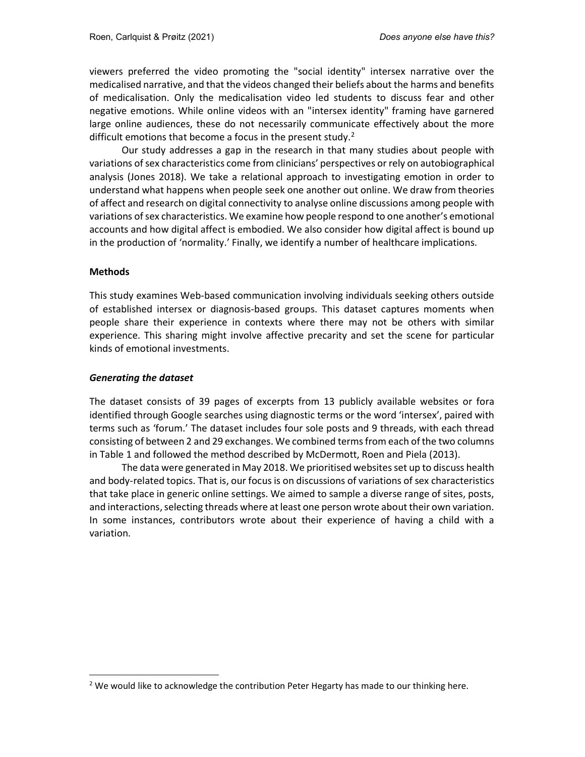viewers preferred the video promoting the "social identity" intersex narrative over the medicalised narrative, and that the videos changed their beliefs about the harms and benefits of medicalisation. Only the medicalisation video led students to discuss fear and other negative emotions. While online videos with an "intersex identity" framing have garnered large online audiences, these do not necessarily communicate effectively about the more difficult emotions that become a focus in the present study.[2]

Our study addresses a gap in the research in that many studies about people with variations of sex characteristics come from clinicians' perspectives or rely on autobiographical analysis (Jones 2018). We take a relational approach to investigating emotion in order to understand what happens when people seek one another out online. We draw from theories of affect and research on digital connectivity to analyse online discussions among people with variations of sex characteristics. We examine how people respond to one another's emotional accounts and how digital affect is embodied. We also consider how digital affect is bound up in the production of 'normality.' Finally, we identify a number of healthcare implications.

## Methods

This study examines Web-based communication involving individuals seeking others outside of established intersex or diagnosis-based groups. This dataset captures moments when people share their experience in contexts where there may not be others with similar experience. This sharing might involve affective precarity and set the scene for particular kinds of emotional investments.

### *Generating the dataset*

The dataset consists of 39 pages of excerpts from 13 publicly available websites or fora identified through Google searches using diagnostic terms or the word 'intersex', paired with terms such as 'forum.' The dataset includes four sole posts and 9 threads, with each thread consisting of between 2 and 29 exchanges. We combined terms from each of the two columns in Table 1 and followed the method described by McDermott, Roen and Piela (2013).

The data were generated in May 2018. We prioritised websites set up to discuss health and body-related topics. That is, our focus is on discussions of variations of sex characteristics that take place in generic online settings. We aimed to sample a diverse range of sites, posts, and interactions, selecting threads where at least one person wrote about their own variation. In some instances, contributors wrote about their experience of having a child with a variation.

[2] We would like to acknowledge the contribution Peter Hegarty has made to our thinking here.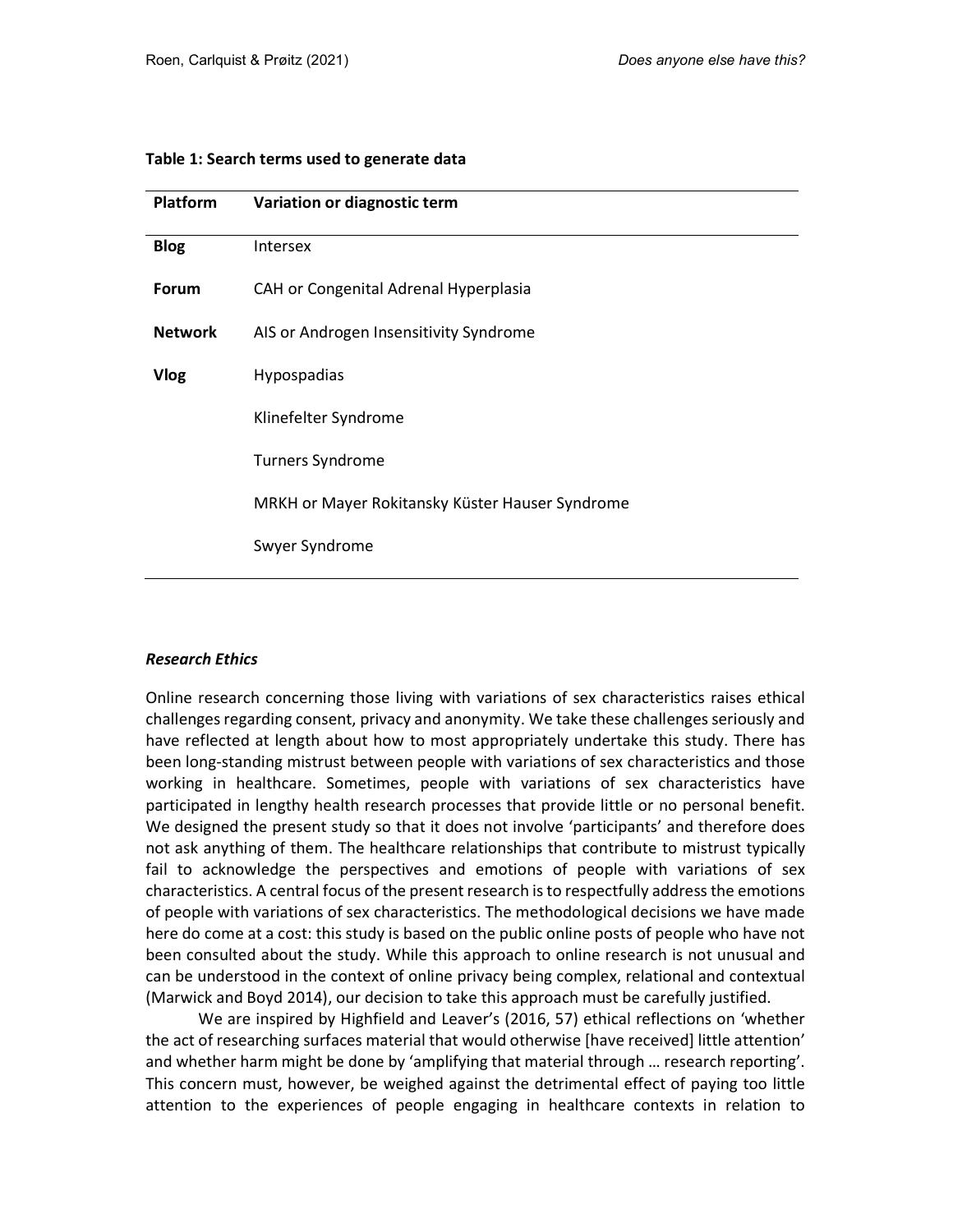**Table 1: Search terms used to generate data**

| Platform | Variation or diagnostic term |
|---|---|
| **Blog** | Intersex |
| **Forum** | CAH or Congenital Adrenal Hyperplasia |
| **Network** | AIS or Androgen Insensitivity Syndrome |
| **Vlog** | Hypospadias |
| | Klinefelter Syndrome |
| | Turners Syndrome |
| | MRKH or Mayer Rokitansky Küster Hauser Syndrome |
| | Swyer Syndrome |

### *Research Ethics*

Online research concerning those living with variations of sex characteristics raises ethical challenges regarding consent, privacy and anonymity. We take these challenges seriously and have reflected at length about how to most appropriately undertake this study. There has been long-standing mistrust between people with variations of sex characteristics and those working in healthcare. Sometimes, people with variations of sex characteristics have participated in lengthy health research processes that provide little or no personal benefit. We designed the present study so that it does not involve 'participants' and therefore does not ask anything of them. The healthcare relationships that contribute to mistrust typically fail to acknowledge the perspectives and emotions of people with variations of sex characteristics. A central focus of the present research is to respectfully address the emotions of people with variations of sex characteristics. The methodological decisions we have made here do come at a cost: this study is based on the public online posts of people who have not been consulted about the study. While this approach to online research is not unusual and can be understood in the context of online privacy being complex, relational and contextual (Marwick and Boyd 2014), our decision to take this approach must be carefully justified.

We are inspired by Highfield and Leaver's (2016, 57) ethical reflections on 'whether the act of researching surfaces material that would otherwise [have received] little attention' and whether harm might be done by 'amplifying that material through … research reporting'. This concern must, however, be weighed against the detrimental effect of paying too little attention to the experiences of people engaging in healthcare contexts in relation to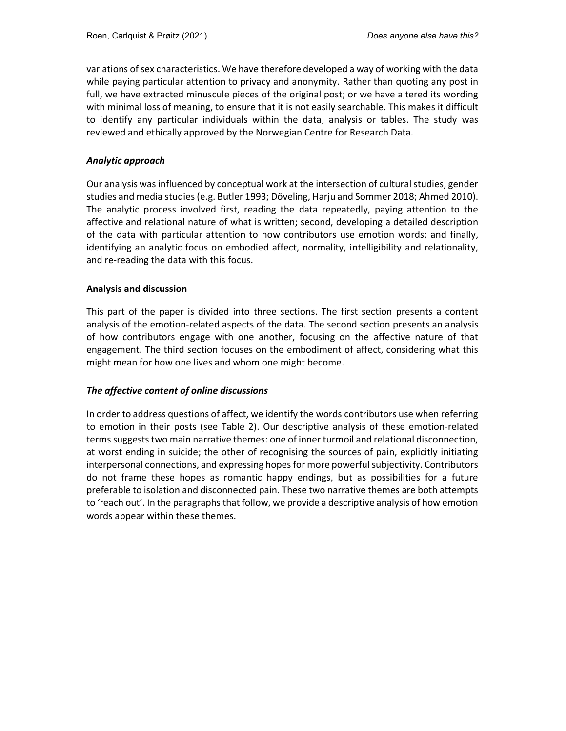variations of sex characteristics. We have therefore developed a way of working with the data while paying particular attention to privacy and anonymity. Rather than quoting any post in full, we have extracted minuscule pieces of the original post; or we have altered its wording with minimal loss of meaning, to ensure that it is not easily searchable. This makes it difficult to identify any particular individuals within the data, analysis or tables. The study was reviewed and ethically approved by the Norwegian Centre for Research Data.

### *Analytic approach*

Our analysis was influenced by conceptual work at the intersection of cultural studies, gender studies and media studies (e.g. Butler 1993; Döveling, Harju and Sommer 2018; Ahmed 2010). The analytic process involved first, reading the data repeatedly, paying attention to the affective and relational nature of what is written; second, developing a detailed description of the data with particular attention to how contributors use emotion words; and finally, identifying an analytic focus on embodied affect, normality, intelligibility and relationality, and re-reading the data with this focus.

## Analysis and discussion

This part of the paper is divided into three sections. The first section presents a content analysis of the emotion-related aspects of the data. The second section presents an analysis of how contributors engage with one another, focusing on the affective nature of that engagement. The third section focuses on the embodiment of affect, considering what this might mean for how one lives and whom one might become.

### *The affective content of online discussions*

In order to address questions of affect, we identify the words contributors use when referring to emotion in their posts (see Table 2). Our descriptive analysis of these emotion-related terms suggests two main narrative themes: one of inner turmoil and relational disconnection, at worst ending in suicide; the other of recognising the sources of pain, explicitly initiating interpersonal connections, and expressing hopes for more powerful subjectivity. Contributors do not frame these hopes as romantic happy endings, but as possibilities for a future preferable to isolation and disconnected pain. These two narrative themes are both attempts to 'reach out'. In the paragraphs that follow, we provide a descriptive analysis of how emotion words appear within these themes.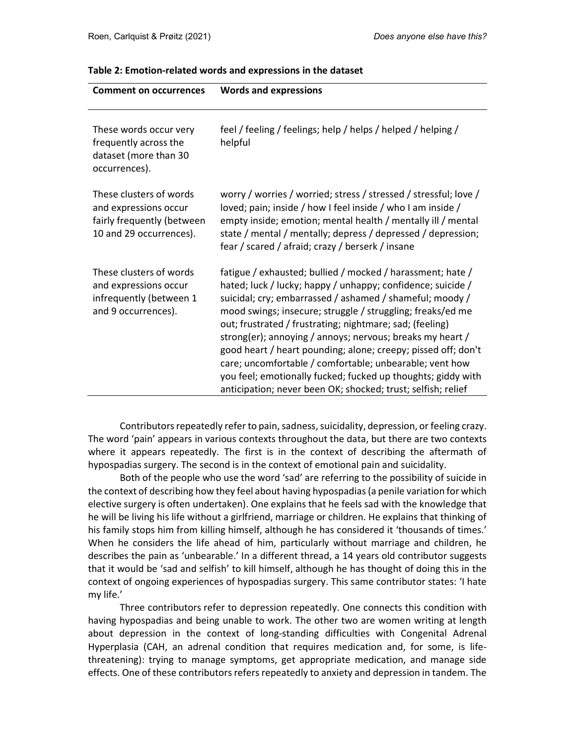**Table 2: Emotion-related words and expressions in the dataset**

| Comment on occurrences | Words and expressions |
| --- | --- |
| These words occur very frequently across the dataset (more than 30 occurrences). | feel / feeling / feelings; help / helps / helped / helping / helpful |
| These clusters of words and expressions occur fairly frequently (between 10 and 29 occurrences). | worry / worries / worried; stress / stressed / stressful; love / loved; pain; inside / how I feel inside / who I am inside / empty inside; emotion; mental health / mentally ill / mental state / mental / mentally; depress / depressed / depression; fear / scared / afraid; crazy / berserk / insane |
| These clusters of words and expressions occur infrequently (between 1 and 9 occurrences). | fatigue / exhausted; bullied / mocked / harassment; hate / hated; luck / lucky; happy / unhappy; confidence; suicide / suicidal; cry; embarrassed / ashamed / shameful; moody / mood swings; insecure; struggle / struggling; freaks/ed me out; frustrated / frustrating; nightmare; sad; (feeling) strong(er); annoying / annoys; nervous; breaks my heart / good heart / heart pounding; alone; creepy; pissed off; don't care; uncomfortable / comfortable; unbearable; vent how you feel; emotionally fucked; fucked up thoughts; giddy with anticipation; never been OK; shocked; trust; selfish; relief |

Contributors repeatedly refer to pain, sadness, suicidality, depression, or feeling crazy. The word 'pain' appears in various contexts throughout the data, but there are two contexts where it appears repeatedly. The first is in the context of describing the aftermath of hypospadias surgery. The second is in the context of emotional pain and suicidality.

Both of the people who use the word 'sad' are referring to the possibility of suicide in the context of describing how they feel about having hypospadias (a penile variation for which elective surgery is often undertaken). One explains that he feels sad with the knowledge that he will be living his life without a girlfriend, marriage or children. He explains that thinking of his family stops him from killing himself, although he has considered it 'thousands of times.' When he considers the life ahead of him, particularly without marriage and children, he describes the pain as 'unbearable.' In a different thread, a 14 years old contributor suggests that it would be 'sad and selfish' to kill himself, although he has thought of doing this in the context of ongoing experiences of hypospadias surgery. This same contributor states: 'I hate my life.'

Three contributors refer to depression repeatedly. One connects this condition with having hypospadias and being unable to work. The other two are women writing at length about depression in the context of long-standing difficulties with Congenital Adrenal Hyperplasia (CAH, an adrenal condition that requires medication and, for some, is life-threatening): trying to manage symptoms, get appropriate medication, and manage side effects. One of these contributors refers repeatedly to anxiety and depression in tandem. The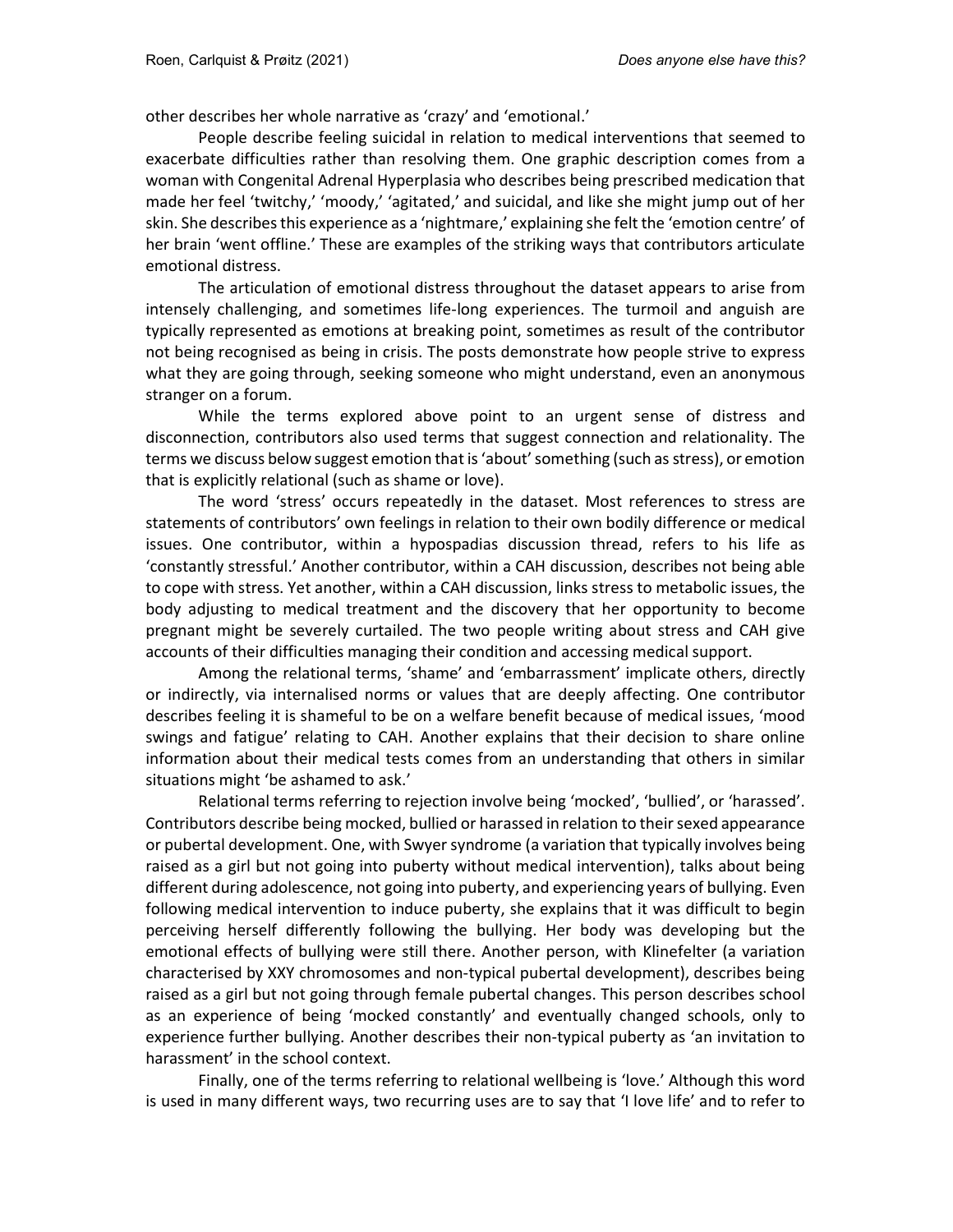other describes her whole narrative as 'crazy' and 'emotional.'

People describe feeling suicidal in relation to medical interventions that seemed to exacerbate difficulties rather than resolving them. One graphic description comes from a woman with Congenital Adrenal Hyperplasia who describes being prescribed medication that made her feel 'twitchy,' 'moody,' 'agitated,' and suicidal, and like she might jump out of her skin. She describes this experience as a 'nightmare,' explaining she felt the 'emotion centre' of her brain 'went offline.' These are examples of the striking ways that contributors articulate emotional distress.

The articulation of emotional distress throughout the dataset appears to arise from intensely challenging, and sometimes life-long experiences. The turmoil and anguish are typically represented as emotions at breaking point, sometimes as result of the contributor not being recognised as being in crisis. The posts demonstrate how people strive to express what they are going through, seeking someone who might understand, even an anonymous stranger on a forum.

While the terms explored above point to an urgent sense of distress and disconnection, contributors also used terms that suggest connection and relationality. The terms we discuss below suggest emotion that is 'about' something (such as stress), or emotion that is explicitly relational (such as shame or love).

The word 'stress' occurs repeatedly in the dataset. Most references to stress are statements of contributors' own feelings in relation to their own bodily difference or medical issues. One contributor, within a hypospadias discussion thread, refers to his life as 'constantly stressful.' Another contributor, within a CAH discussion, describes not being able to cope with stress. Yet another, within a CAH discussion, links stress to metabolic issues, the body adjusting to medical treatment and the discovery that her opportunity to become pregnant might be severely curtailed. The two people writing about stress and CAH give accounts of their difficulties managing their condition and accessing medical support.

Among the relational terms, 'shame' and 'embarrassment' implicate others, directly or indirectly, via internalised norms or values that are deeply affecting. One contributor describes feeling it is shameful to be on a welfare benefit because of medical issues, 'mood swings and fatigue' relating to CAH. Another explains that their decision to share online information about their medical tests comes from an understanding that others in similar situations might 'be ashamed to ask.'

Relational terms referring to rejection involve being 'mocked', 'bullied', or 'harassed'. Contributors describe being mocked, bullied or harassed in relation to their sexed appearance or pubertal development. One, with Swyer syndrome (a variation that typically involves being raised as a girl but not going into puberty without medical intervention), talks about being different during adolescence, not going into puberty, and experiencing years of bullying. Even following medical intervention to induce puberty, she explains that it was difficult to begin perceiving herself differently following the bullying. Her body was developing but the emotional effects of bullying were still there. Another person, with Klinefelter (a variation characterised by XXY chromosomes and non-typical pubertal development), describes being raised as a girl but not going through female pubertal changes. This person describes school as an experience of being 'mocked constantly' and eventually changed schools, only to experience further bullying. Another describes their non-typical puberty as 'an invitation to harassment' in the school context.

Finally, one of the terms referring to relational wellbeing is 'love.' Although this word is used in many different ways, two recurring uses are to say that 'I love life' and to refer to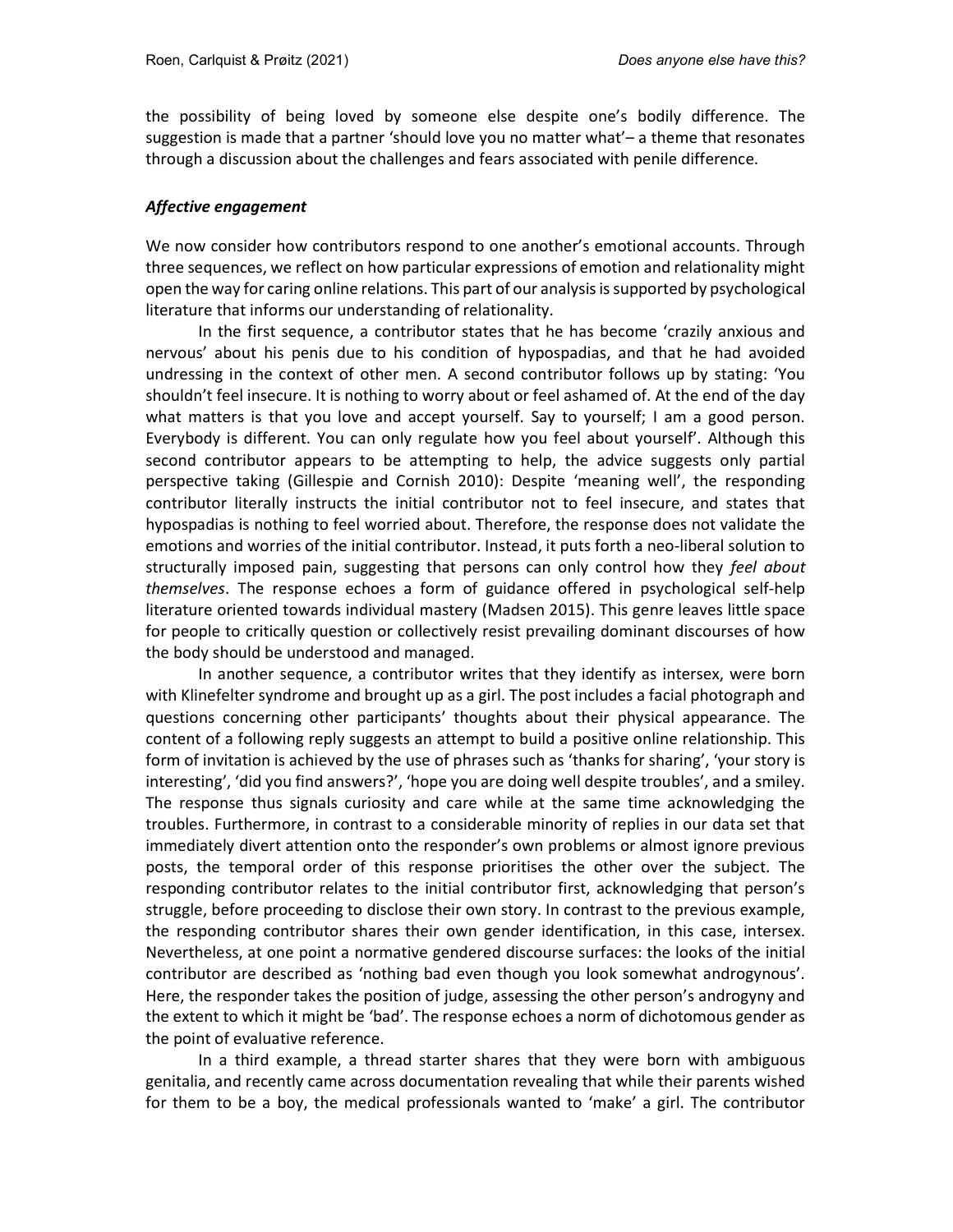the possibility of being loved by someone else despite one's bodily difference. The suggestion is made that a partner 'should love you no matter what'– a theme that resonates through a discussion about the challenges and fears associated with penile difference.

### *Affective engagement*

We now consider how contributors respond to one another's emotional accounts. Through three sequences, we reflect on how particular expressions of emotion and relationality might open the way for caring online relations. This part of our analysis is supported by psychological literature that informs our understanding of relationality.

In the first sequence, a contributor states that he has become 'crazily anxious and nervous' about his penis due to his condition of hypospadias, and that he had avoided undressing in the context of other men. A second contributor follows up by stating: 'You shouldn't feel insecure. It is nothing to worry about or feel ashamed of. At the end of the day what matters is that you love and accept yourself. Say to yourself; I am a good person. Everybody is different. You can only regulate how you feel about yourself'. Although this second contributor appears to be attempting to help, the advice suggests only partial perspective taking (Gillespie and Cornish 2010): Despite 'meaning well', the responding contributor literally instructs the initial contributor not to feel insecure, and states that hypospadias is nothing to feel worried about. Therefore, the response does not validate the emotions and worries of the initial contributor. Instead, it puts forth a neo-liberal solution to structurally imposed pain, suggesting that persons can only control how they *feel about themselves*. The response echoes a form of guidance offered in psychological self-help literature oriented towards individual mastery (Madsen 2015). This genre leaves little space for people to critically question or collectively resist prevailing dominant discourses of how the body should be understood and managed.

In another sequence, a contributor writes that they identify as intersex, were born with Klinefelter syndrome and brought up as a girl. The post includes a facial photograph and questions concerning other participants' thoughts about their physical appearance. The content of a following reply suggests an attempt to build a positive online relationship. This form of invitation is achieved by the use of phrases such as 'thanks for sharing', 'your story is interesting', 'did you find answers?', 'hope you are doing well despite troubles', and a smiley. The response thus signals curiosity and care while at the same time acknowledging the troubles. Furthermore, in contrast to a considerable minority of replies in our data set that immediately divert attention onto the responder's own problems or almost ignore previous posts, the temporal order of this response prioritises the other over the subject. The responding contributor relates to the initial contributor first, acknowledging that person's struggle, before proceeding to disclose their own story. In contrast to the previous example, the responding contributor shares their own gender identification, in this case, intersex. Nevertheless, at one point a normative gendered discourse surfaces: the looks of the initial contributor are described as 'nothing bad even though you look somewhat androgynous'. Here, the responder takes the position of judge, assessing the other person's androgyny and the extent to which it might be 'bad'. The response echoes a norm of dichotomous gender as the point of evaluative reference.

In a third example, a thread starter shares that they were born with ambiguous genitalia, and recently came across documentation revealing that while their parents wished for them to be a boy, the medical professionals wanted to 'make' a girl. The contributor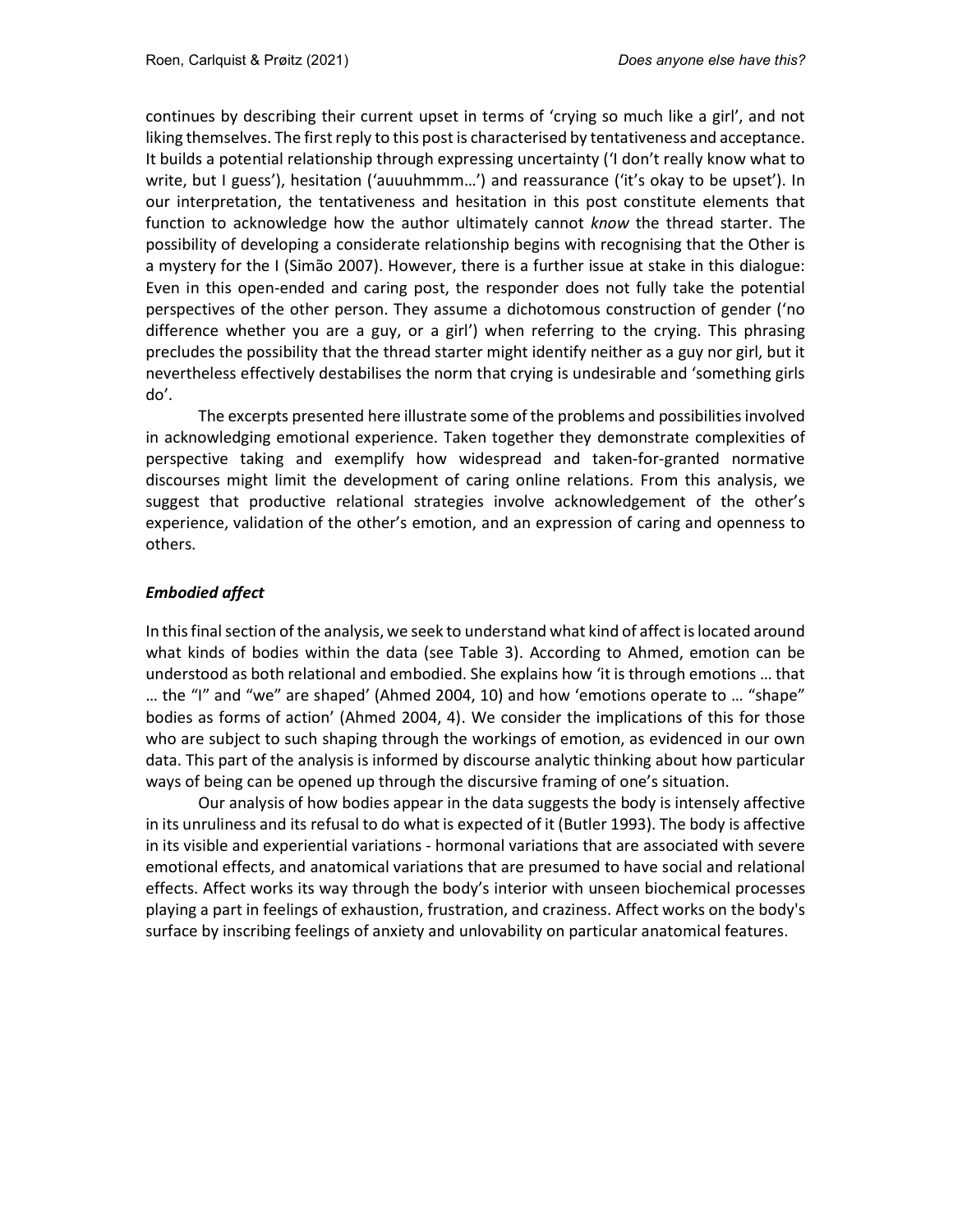continues by describing their current upset in terms of 'crying so much like a girl', and not liking themselves. The first reply to this post is characterised by tentativeness and acceptance. It builds a potential relationship through expressing uncertainty ('I don't really know what to write, but I guess'), hesitation ('auuuhmmm…') and reassurance ('it's okay to be upset'). In our interpretation, the tentativeness and hesitation in this post constitute elements that function to acknowledge how the author ultimately cannot *know* the thread starter. The possibility of developing a considerate relationship begins with recognising that the Other is a mystery for the I (Simão 2007). However, there is a further issue at stake in this dialogue: Even in this open-ended and caring post, the responder does not fully take the potential perspectives of the other person. They assume a dichotomous construction of gender ('no difference whether you are a guy, or a girl') when referring to the crying. This phrasing precludes the possibility that the thread starter might identify neither as a guy nor girl, but it nevertheless effectively destabilises the norm that crying is undesirable and 'something girls do'.

The excerpts presented here illustrate some of the problems and possibilities involved in acknowledging emotional experience. Taken together they demonstrate complexities of perspective taking and exemplify how widespread and taken-for-granted normative discourses might limit the development of caring online relations. From this analysis, we suggest that productive relational strategies involve acknowledgement of the other's experience, validation of the other's emotion, and an expression of caring and openness to others.

### *Embodied affect*

In this final section of the analysis, we seek to understand what kind of affect is located around what kinds of bodies within the data (see Table 3). According to Ahmed, emotion can be understood as both relational and embodied. She explains how 'it is through emotions … that … the "I" and "we" are shaped' (Ahmed 2004, 10) and how 'emotions operate to … "shape" bodies as forms of action' (Ahmed 2004, 4). We consider the implications of this for those who are subject to such shaping through the workings of emotion, as evidenced in our own data. This part of the analysis is informed by discourse analytic thinking about how particular ways of being can be opened up through the discursive framing of one's situation.

Our analysis of how bodies appear in the data suggests the body is intensely affective in its unruliness and its refusal to do what is expected of it (Butler 1993). The body is affective in its visible and experiential variations - hormonal variations that are associated with severe emotional effects, and anatomical variations that are presumed to have social and relational effects. Affect works its way through the body's interior with unseen biochemical processes playing a part in feelings of exhaustion, frustration, and craziness. Affect works on the body's surface by inscribing feelings of anxiety and unlovability on particular anatomical features.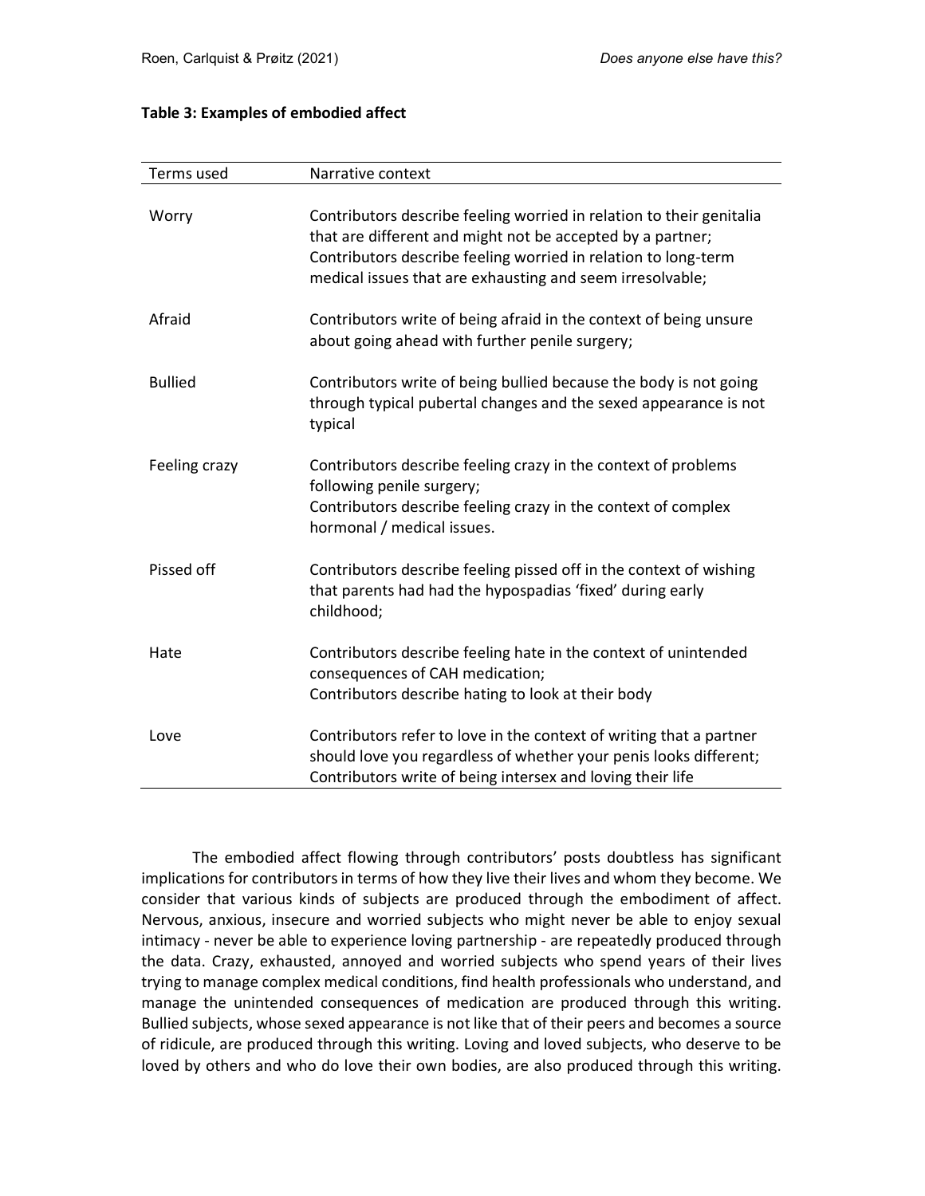**Table 3: Examples of embodied affect**

| Terms used | Narrative context |
|---|---|
| Worry | Contributors describe feeling worried in relation to their genitalia that are different and might not be accepted by a partner; Contributors describe feeling worried in relation to long-term medical issues that are exhausting and seem irresolvable; |
| Afraid | Contributors write of being afraid in the context of being unsure about going ahead with further penile surgery; |
| Bullied | Contributors write of being bullied because the body is not going through typical pubertal changes and the sexed appearance is not typical |
| Feeling crazy | Contributors describe feeling crazy in the context of problems following penile surgery; Contributors describe feeling crazy in the context of complex hormonal / medical issues. |
| Pissed off | Contributors describe feeling pissed off in the context of wishing that parents had had the hypospadias 'fixed' during early childhood; |
| Hate | Contributors describe feeling hate in the context of unintended consequences of CAH medication; Contributors describe hating to look at their body |
| Love | Contributors refer to love in the context of writing that a partner should love you regardless of whether your penis looks different; Contributors write of being intersex and loving their life |

The embodied affect flowing through contributors' posts doubtless has significant implications for contributors in terms of how they live their lives and whom they become. We consider that various kinds of subjects are produced through the embodiment of affect. Nervous, anxious, insecure and worried subjects who might never be able to enjoy sexual intimacy - never be able to experience loving partnership - are repeatedly produced through the data. Crazy, exhausted, annoyed and worried subjects who spend years of their lives trying to manage complex medical conditions, find health professionals who understand, and manage the unintended consequences of medication are produced through this writing. Bullied subjects, whose sexed appearance is not like that of their peers and becomes a source of ridicule, are produced through this writing. Loving and loved subjects, who deserve to be loved by others and who do love their own bodies, are also produced through this writing.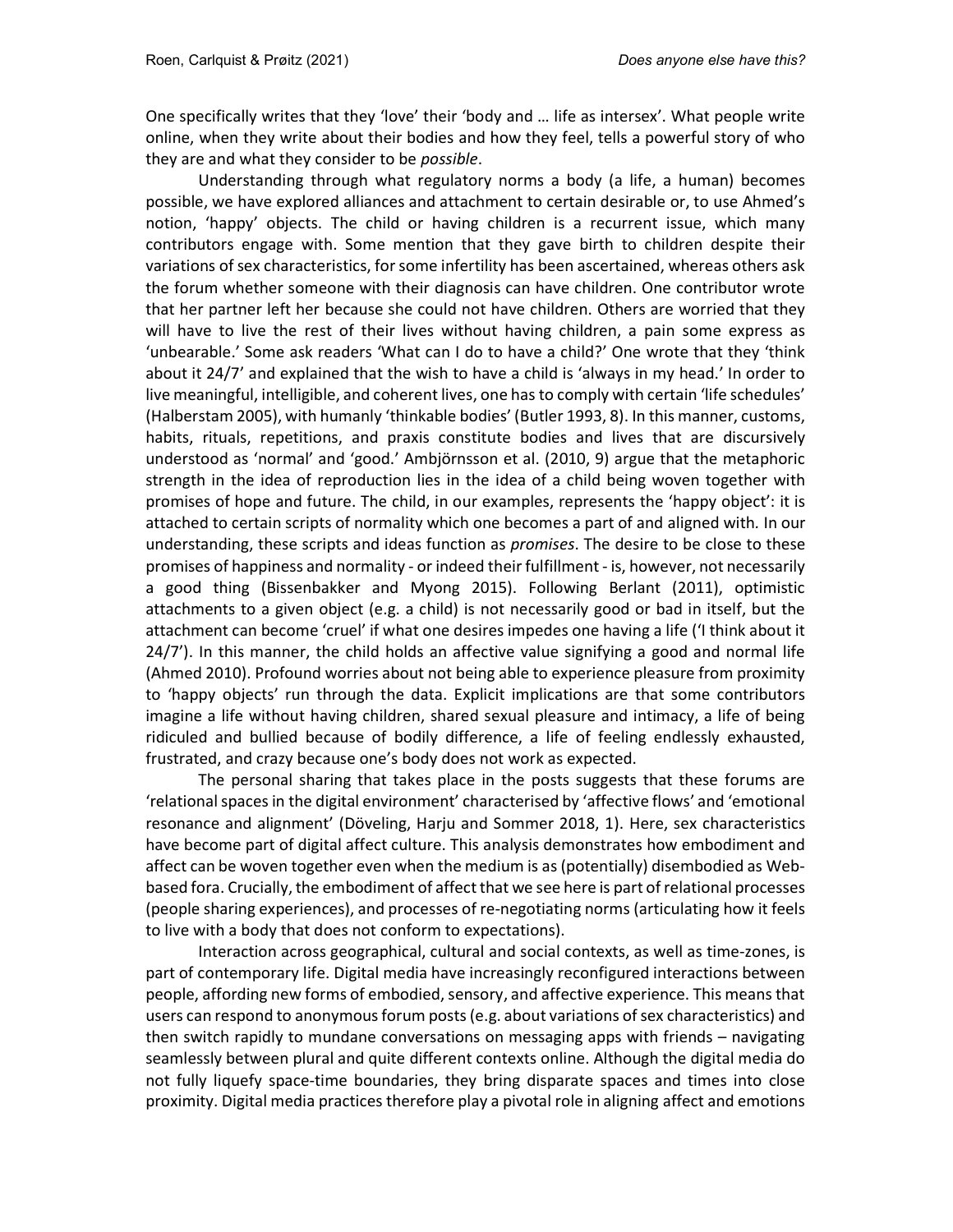One specifically writes that they 'love' their 'body and … life as intersex'. What people write online, when they write about their bodies and how they feel, tells a powerful story of who they are and what they consider to be *possible*.

Understanding through what regulatory norms a body (a life, a human) becomes possible, we have explored alliances and attachment to certain desirable or, to use Ahmed's notion, 'happy' objects. The child or having children is a recurrent issue, which many contributors engage with. Some mention that they gave birth to children despite their variations of sex characteristics, for some infertility has been ascertained, whereas others ask the forum whether someone with their diagnosis can have children. One contributor wrote that her partner left her because she could not have children. Others are worried that they will have to live the rest of their lives without having children, a pain some express as 'unbearable.' Some ask readers 'What can I do to have a child?' One wrote that they 'think about it 24/7' and explained that the wish to have a child is 'always in my head.' In order to live meaningful, intelligible, and coherent lives, one has to comply with certain 'life schedules' (Halberstam 2005), with humanly 'thinkable bodies' (Butler 1993, 8). In this manner, customs, habits, rituals, repetitions, and praxis constitute bodies and lives that are discursively understood as 'normal' and 'good.' Ambjörnsson et al. (2010, 9) argue that the metaphoric strength in the idea of reproduction lies in the idea of a child being woven together with promises of hope and future. The child, in our examples, represents the 'happy object': it is attached to certain scripts of normality which one becomes a part of and aligned with. In our understanding, these scripts and ideas function as *promises*. The desire to be close to these promises of happiness and normality - or indeed their fulfillment - is, however, not necessarily a good thing (Bissenbakker and Myong 2015). Following Berlant (2011), optimistic attachments to a given object (e.g. a child) is not necessarily good or bad in itself, but the attachment can become 'cruel' if what one desires impedes one having a life ('I think about it 24/7'). In this manner, the child holds an affective value signifying a good and normal life (Ahmed 2010). Profound worries about not being able to experience pleasure from proximity to 'happy objects' run through the data. Explicit implications are that some contributors imagine a life without having children, shared sexual pleasure and intimacy, a life of being ridiculed and bullied because of bodily difference, a life of feeling endlessly exhausted, frustrated, and crazy because one's body does not work as expected.

The personal sharing that takes place in the posts suggests that these forums are 'relational spaces in the digital environment' characterised by 'affective flows' and 'emotional resonance and alignment' (Döveling, Harju and Sommer 2018, 1). Here, sex characteristics have become part of digital affect culture. This analysis demonstrates how embodiment and affect can be woven together even when the medium is as (potentially) disembodied as Web-based fora. Crucially, the embodiment of affect that we see here is part of relational processes (people sharing experiences), and processes of re-negotiating norms (articulating how it feels to live with a body that does not conform to expectations).

Interaction across geographical, cultural and social contexts, as well as time-zones, is part of contemporary life. Digital media have increasingly reconfigured interactions between people, affording new forms of embodied, sensory, and affective experience. This means that users can respond to anonymous forum posts (e.g. about variations of sex characteristics) and then switch rapidly to mundane conversations on messaging apps with friends – navigating seamlessly between plural and quite different contexts online. Although the digital media do not fully liquefy space-time boundaries, they bring disparate spaces and times into close proximity. Digital media practices therefore play a pivotal role in aligning affect and emotions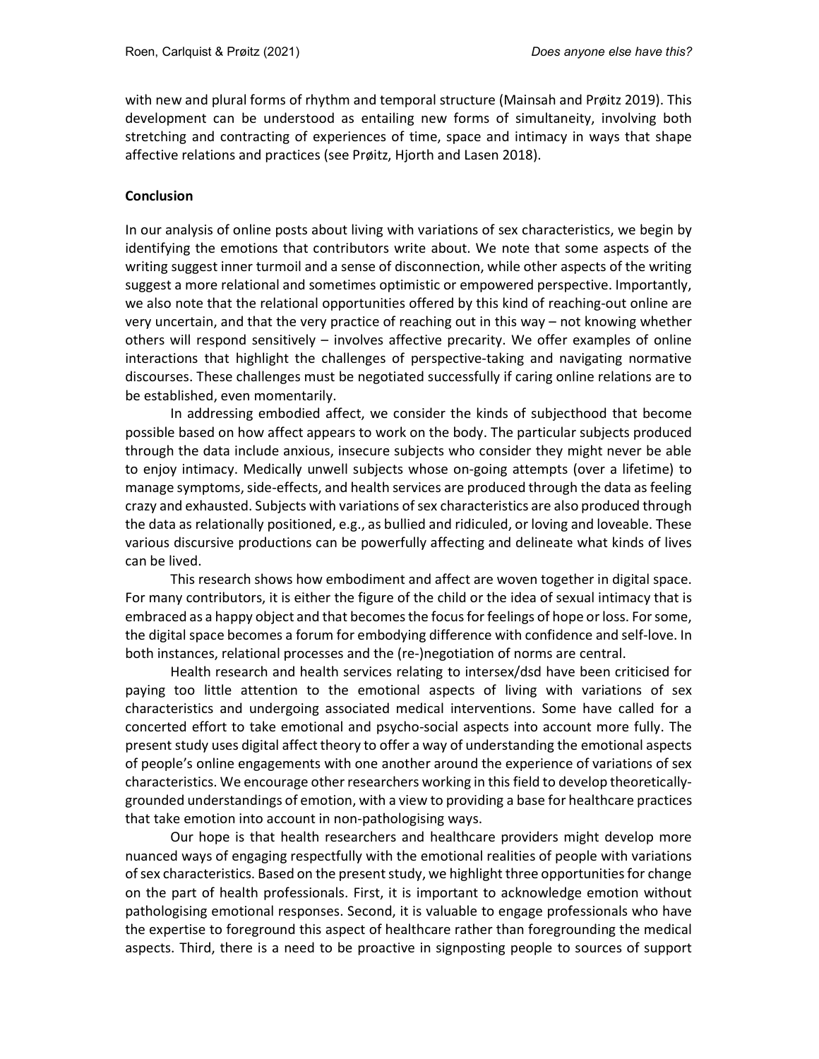with new and plural forms of rhythm and temporal structure (Mainsah and Prøitz 2019). This development can be understood as entailing new forms of simultaneity, involving both stretching and contracting of experiences of time, space and intimacy in ways that shape affective relations and practices (see Prøitz, Hjorth and Lasen 2018).

## Conclusion

In our analysis of online posts about living with variations of sex characteristics, we begin by identifying the emotions that contributors write about. We note that some aspects of the writing suggest inner turmoil and a sense of disconnection, while other aspects of the writing suggest a more relational and sometimes optimistic or empowered perspective. Importantly, we also note that the relational opportunities offered by this kind of reaching-out online are very uncertain, and that the very practice of reaching out in this way – not knowing whether others will respond sensitively – involves affective precarity. We offer examples of online interactions that highlight the challenges of perspective-taking and navigating normative discourses. These challenges must be negotiated successfully if caring online relations are to be established, even momentarily.

In addressing embodied affect, we consider the kinds of subjecthood that become possible based on how affect appears to work on the body. The particular subjects produced through the data include anxious, insecure subjects who consider they might never be able to enjoy intimacy. Medically unwell subjects whose on-going attempts (over a lifetime) to manage symptoms, side-effects, and health services are produced through the data as feeling crazy and exhausted. Subjects with variations of sex characteristics are also produced through the data as relationally positioned, e.g., as bullied and ridiculed, or loving and loveable. These various discursive productions can be powerfully affecting and delineate what kinds of lives can be lived.

This research shows how embodiment and affect are woven together in digital space. For many contributors, it is either the figure of the child or the idea of sexual intimacy that is embraced as a happy object and that becomes the focus for feelings of hope or loss. For some, the digital space becomes a forum for embodying difference with confidence and self-love. In both instances, relational processes and the (re-)negotiation of norms are central.

Health research and health services relating to intersex/dsd have been criticised for paying too little attention to the emotional aspects of living with variations of sex characteristics and undergoing associated medical interventions. Some have called for a concerted effort to take emotional and psycho-social aspects into account more fully. The present study uses digital affect theory to offer a way of understanding the emotional aspects of people's online engagements with one another around the experience of variations of sex characteristics. We encourage other researchers working in this field to develop theoretically-grounded understandings of emotion, with a view to providing a base for healthcare practices that take emotion into account in non-pathologising ways.

Our hope is that health researchers and healthcare providers might develop more nuanced ways of engaging respectfully with the emotional realities of people with variations of sex characteristics. Based on the present study, we highlight three opportunities for change on the part of health professionals. First, it is important to acknowledge emotion without pathologising emotional responses. Second, it is valuable to engage professionals who have the expertise to foreground this aspect of healthcare rather than foregrounding the medical aspects. Third, there is a need to be proactive in signposting people to sources of support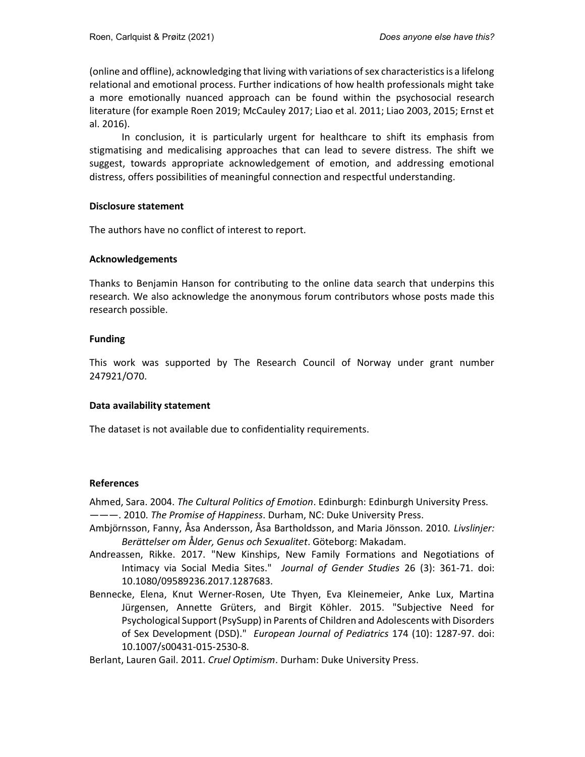(online and offline), acknowledging that living with variations of sex characteristics is a lifelong relational and emotional process. Further indications of how health professionals might take a more emotionally nuanced approach can be found within the psychosocial research literature (for example Roen 2019; McCauley 2017; Liao et al. 2011; Liao 2003, 2015; Ernst et al. 2016).

In conclusion, it is particularly urgent for healthcare to shift its emphasis from stigmatising and medicalising approaches that can lead to severe distress. The shift we suggest, towards appropriate acknowledgement of emotion, and addressing emotional distress, offers possibilities of meaningful connection and respectful understanding.

### Disclosure statement

The authors have no conflict of interest to report.

### Acknowledgements

Thanks to Benjamin Hanson for contributing to the online data search that underpins this research. We also acknowledge the anonymous forum contributors whose posts made this research possible.

### Funding

This work was supported by The Research Council of Norway under grant number 247921/O70.

### Data availability statement

The dataset is not available due to confidentiality requirements.

### References

Ahmed, Sara. 2004. *The Cultural Politics of Emotion*. Edinburgh: Edinburgh University Press.

———. 2010. *The Promise of Happiness*. Durham, NC: Duke University Press.

Ambjörnsson, Fanny, Åsa Andersson, Åsa Bartholdsson, and Maria Jönsson. 2010. *Livslinjer: Berättelser om Ålder, Genus och Sexualitet*. Göteborg: Makadam.

Andreassen, Rikke. 2017. "New Kinships, New Family Formations and Negotiations of Intimacy via Social Media Sites." *Journal of Gender Studies* 26 (3): 361-71. doi: 10.1080/09589236.2017.1287683.

Bennecke, Elena, Knut Werner-Rosen, Ute Thyen, Eva Kleinemeier, Anke Lux, Martina Jürgensen, Annette Grüters, and Birgit Köhler. 2015. "Subjective Need for Psychological Support (PsySupp) in Parents of Children and Adolescents with Disorders of Sex Development (DSD)." *European Journal of Pediatrics* 174 (10): 1287-97. doi: 10.1007/s00431-015-2530-8.

Berlant, Lauren Gail. 2011. *Cruel Optimism*. Durham: Duke University Press.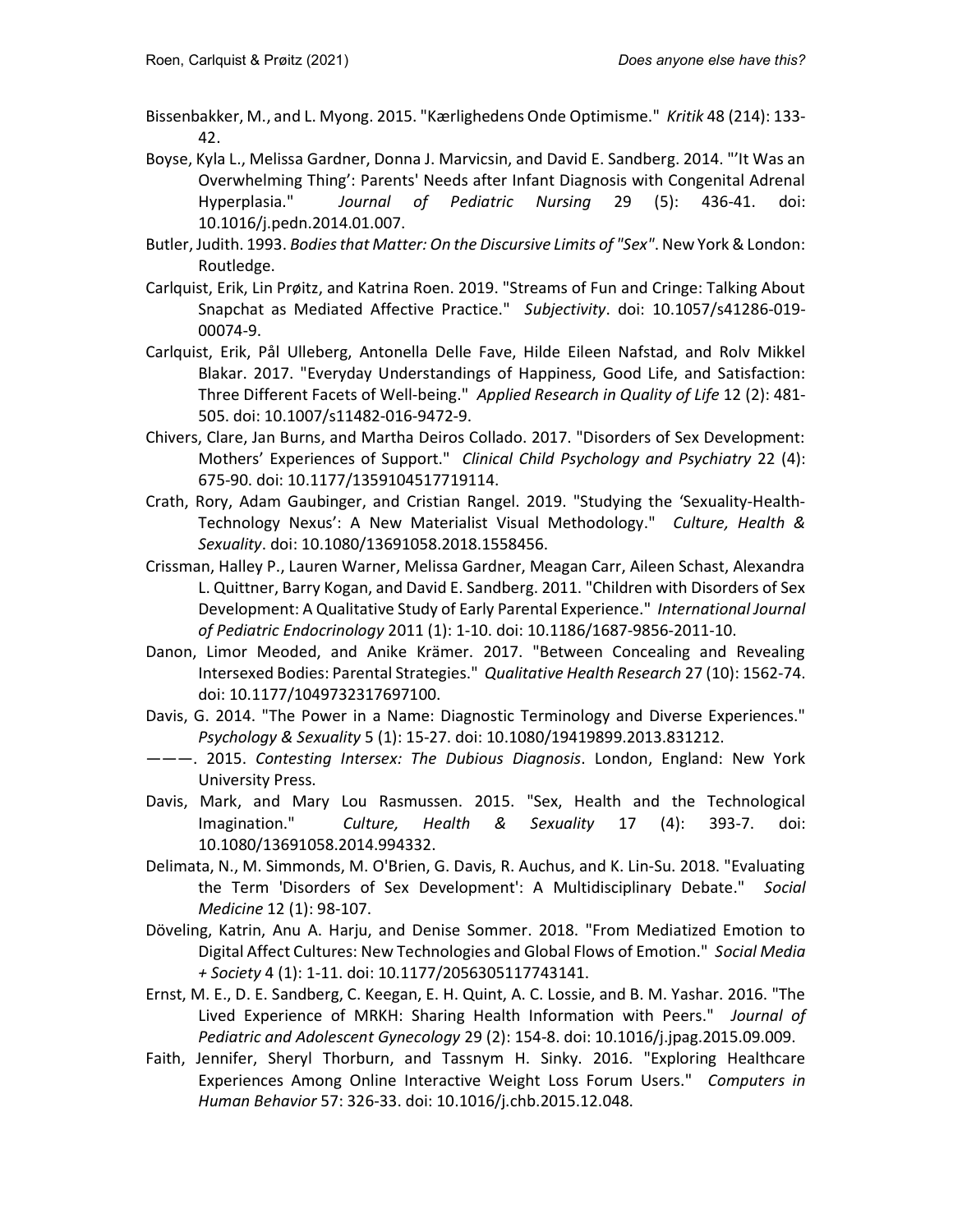Bissenbakker, M., and L. Myong. 2015. "Kærlighedens Onde Optimisme." *Kritik* 48 (214): 133-42.

Boyse, Kyla L., Melissa Gardner, Donna J. Marvicsin, and David E. Sandberg. 2014. "'It Was an Overwhelming Thing': Parents' Needs after Infant Diagnosis with Congenital Adrenal Hyperplasia." *Journal of Pediatric Nursing* 29 (5): 436-41. doi: 10.1016/j.pedn.2014.01.007.

Butler, Judith. 1993. *Bodies that Matter: On the Discursive Limits of "Sex"*. New York & London: Routledge.

Carlquist, Erik, Lin Prøitz, and Katrina Roen. 2019. "Streams of Fun and Cringe: Talking About Snapchat as Mediated Affective Practice." *Subjectivity*. doi: 10.1057/s41286-019-00074-9.

Carlquist, Erik, Pål Ulleberg, Antonella Delle Fave, Hilde Eileen Nafstad, and Rolv Mikkel Blakar. 2017. "Everyday Understandings of Happiness, Good Life, and Satisfaction: Three Different Facets of Well-being." *Applied Research in Quality of Life* 12 (2): 481-505. doi: 10.1007/s11482-016-9472-9.

Chivers, Clare, Jan Burns, and Martha Deiros Collado. 2017. "Disorders of Sex Development: Mothers' Experiences of Support." *Clinical Child Psychology and Psychiatry* 22 (4): 675-90. doi: 10.1177/1359104517719114.

Crath, Rory, Adam Gaubinger, and Cristian Rangel. 2019. "Studying the 'Sexuality-Health-Technology Nexus': A New Materialist Visual Methodology." *Culture, Health & Sexuality*. doi: 10.1080/13691058.2018.1558456.

Crissman, Halley P., Lauren Warner, Melissa Gardner, Meagan Carr, Aileen Schast, Alexandra L. Quittner, Barry Kogan, and David E. Sandberg. 2011. "Children with Disorders of Sex Development: A Qualitative Study of Early Parental Experience." *International Journal of Pediatric Endocrinology* 2011 (1): 1-10. doi: 10.1186/1687-9856-2011-10.

Danon, Limor Meoded, and Anike Krämer. 2017. "Between Concealing and Revealing Intersexed Bodies: Parental Strategies." *Qualitative Health Research* 27 (10): 1562-74. doi: 10.1177/1049732317697100.

Davis, G. 2014. "The Power in a Name: Diagnostic Terminology and Diverse Experiences." *Psychology & Sexuality* 5 (1): 15-27. doi: 10.1080/19419899.2013.831212.

———. 2015. *Contesting Intersex: The Dubious Diagnosis*. London, England: New York University Press.

Davis, Mark, and Mary Lou Rasmussen. 2015. "Sex, Health and the Technological Imagination." *Culture, Health & Sexuality* 17 (4): 393-7. doi: 10.1080/13691058.2014.994332.

Delimata, N., M. Simmonds, M. O'Brien, G. Davis, R. Auchus, and K. Lin-Su. 2018. "Evaluating the Term 'Disorders of Sex Development': A Multidisciplinary Debate." *Social Medicine* 12 (1): 98-107.

Döveling, Katrin, Anu A. Harju, and Denise Sommer. 2018. "From Mediatized Emotion to Digital Affect Cultures: New Technologies and Global Flows of Emotion." *Social Media + Society* 4 (1): 1-11. doi: 10.1177/2056305117743141.

Ernst, M. E., D. E. Sandberg, C. Keegan, E. H. Quint, A. C. Lossie, and B. M. Yashar. 2016. "The Lived Experience of MRKH: Sharing Health Information with Peers." *Journal of Pediatric and Adolescent Gynecology* 29 (2): 154-8. doi: 10.1016/j.jpag.2015.09.009.

Faith, Jennifer, Sheryl Thorburn, and Tassnym H. Sinky. 2016. "Exploring Healthcare Experiences Among Online Interactive Weight Loss Forum Users." *Computers in Human Behavior* 57: 326-33. doi: 10.1016/j.chb.2015.12.048.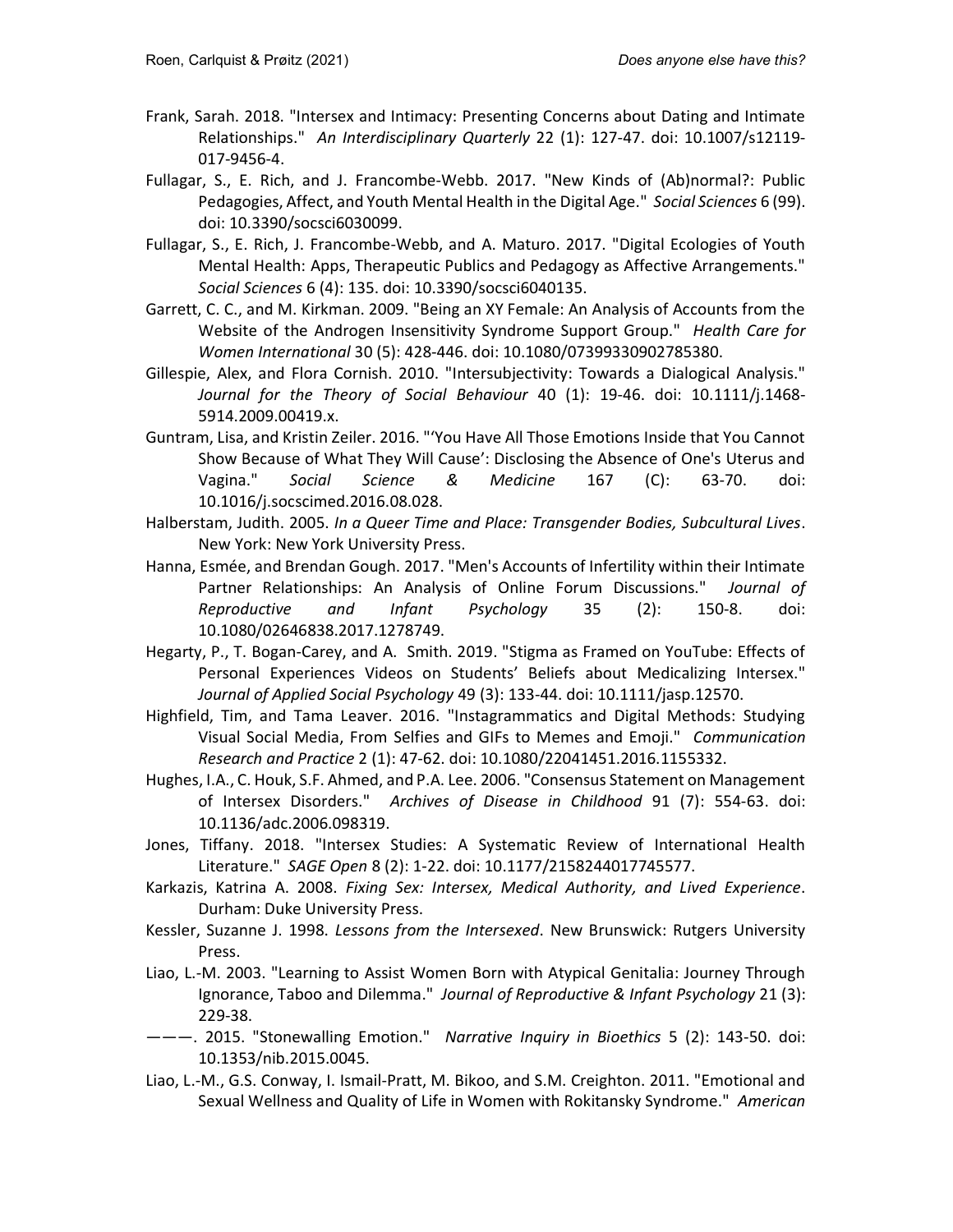Frank, Sarah. 2018. "Intersex and Intimacy: Presenting Concerns about Dating and Intimate Relationships." *An Interdisciplinary Quarterly* 22 (1): 127-47. doi: 10.1007/s12119-017-9456-4.

Fullagar, S., E. Rich, and J. Francombe-Webb. 2017. "New Kinds of (Ab)normal?: Public Pedagogies, Affect, and Youth Mental Health in the Digital Age." *Social Sciences* 6 (99). doi: 10.3390/socsci6030099.

Fullagar, S., E. Rich, J. Francombe-Webb, and A. Maturo. 2017. "Digital Ecologies of Youth Mental Health: Apps, Therapeutic Publics and Pedagogy as Affective Arrangements." *Social Sciences* 6 (4): 135. doi: 10.3390/socsci6040135.

Garrett, C. C., and M. Kirkman. 2009. "Being an XY Female: An Analysis of Accounts from the Website of the Androgen Insensitivity Syndrome Support Group." *Health Care for Women International* 30 (5): 428-446. doi: 10.1080/07399330902785380.

Gillespie, Alex, and Flora Cornish. 2010. "Intersubjectivity: Towards a Dialogical Analysis." *Journal for the Theory of Social Behaviour* 40 (1): 19-46. doi: 10.1111/j.1468-5914.2009.00419.x.

Guntram, Lisa, and Kristin Zeiler. 2016. "'You Have All Those Emotions Inside that You Cannot Show Because of What They Will Cause': Disclosing the Absence of One's Uterus and Vagina." *Social Science & Medicine* 167 (C): 63-70. doi: 10.1016/j.socscimed.2016.08.028.

Halberstam, Judith. 2005. *In a Queer Time and Place: Transgender Bodies, Subcultural Lives*. New York: New York University Press.

Hanna, Esmée, and Brendan Gough. 2017. "Men's Accounts of Infertility within their Intimate Partner Relationships: An Analysis of Online Forum Discussions." *Journal of Reproductive and Infant Psychology* 35 (2): 150-8. doi: 10.1080/02646838.2017.1278749.

Hegarty, P., T. Bogan-Carey, and A. Smith. 2019. "Stigma as Framed on YouTube: Effects of Personal Experiences Videos on Students' Beliefs about Medicalizing Intersex." *Journal of Applied Social Psychology* 49 (3): 133-44. doi: 10.1111/jasp.12570.

Highfield, Tim, and Tama Leaver. 2016. "Instagrammatics and Digital Methods: Studying Visual Social Media, From Selfies and GIFs to Memes and Emoji." *Communication Research and Practice* 2 (1): 47-62. doi: 10.1080/22041451.2016.1155332.

Hughes, I.A., C. Houk, S.F. Ahmed, and P.A. Lee. 2006. "Consensus Statement on Management of Intersex Disorders." *Archives of Disease in Childhood* 91 (7): 554-63. doi: 10.1136/adc.2006.098319.

Jones, Tiffany. 2018. "Intersex Studies: A Systematic Review of International Health Literature." *SAGE Open* 8 (2): 1-22. doi: 10.1177/2158244017745577.

Karkazis, Katrina A. 2008. *Fixing Sex: Intersex, Medical Authority, and Lived Experience*. Durham: Duke University Press.

Kessler, Suzanne J. 1998. *Lessons from the Intersexed*. New Brunswick: Rutgers University Press.

Liao, L.-M. 2003. "Learning to Assist Women Born with Atypical Genitalia: Journey Through Ignorance, Taboo and Dilemma." *Journal of Reproductive & Infant Psychology* 21 (3): 229-38.

———. 2015. "Stonewalling Emotion." *Narrative Inquiry in Bioethics* 5 (2): 143-50. doi: 10.1353/nib.2015.0045.

Liao, L.-M., G.S. Conway, I. Ismail-Pratt, M. Bikoo, and S.M. Creighton. 2011. "Emotional and Sexual Wellness and Quality of Life in Women with Rokitansky Syndrome." *American*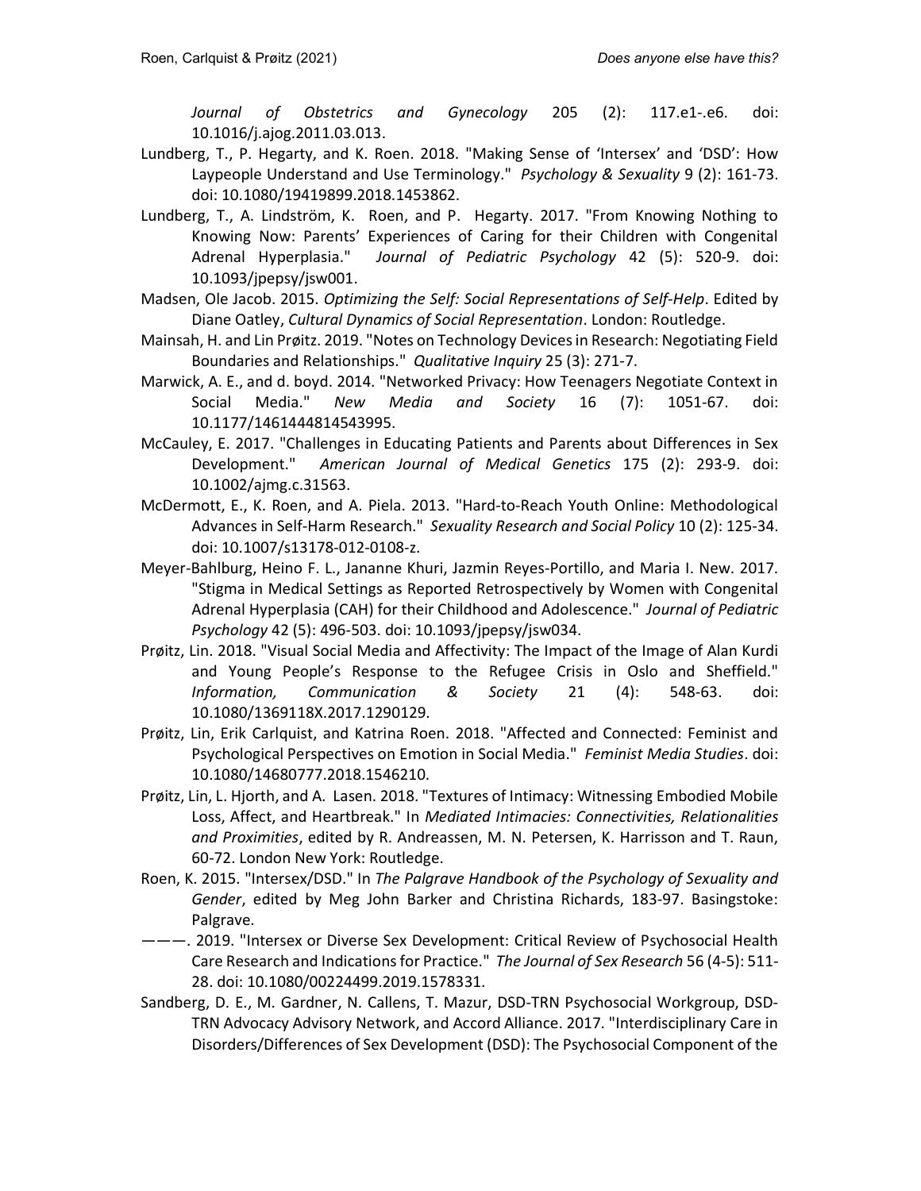*Journal of Obstetrics and Gynecology* 205 (2): 117.e1-.e6. doi: 10.1016/j.ajog.2011.03.013.

Lundberg, T., P. Hegarty, and K. Roen. 2018. "Making Sense of 'Intersex' and 'DSD': How Laypeople Understand and Use Terminology." *Psychology & Sexuality* 9 (2): 161-73. doi: 10.1080/19419899.2018.1453862.

Lundberg, T., A. Lindström, K. Roen, and P. Hegarty. 2017. "From Knowing Nothing to Knowing Now: Parents' Experiences of Caring for their Children with Congenital Adrenal Hyperplasia." *Journal of Pediatric Psychology* 42 (5): 520-9. doi: 10.1093/jpepsy/jsw001.

Madsen, Ole Jacob. 2015. *Optimizing the Self: Social Representations of Self-Help*. Edited by Diane Oatley, *Cultural Dynamics of Social Representation*. London: Routledge.

Mainsah, H. and Lin Prøitz. 2019. "Notes on Technology Devices in Research: Negotiating Field Boundaries and Relationships." *Qualitative Inquiry* 25 (3): 271-7.

Marwick, A. E., and d. boyd. 2014. "Networked Privacy: How Teenagers Negotiate Context in Social Media." *New Media and Society* 16 (7): 1051-67. doi: 10.1177/1461444814543995.

McCauley, E. 2017. "Challenges in Educating Patients and Parents about Differences in Sex Development." *American Journal of Medical Genetics* 175 (2): 293-9. doi: 10.1002/ajmg.c.31563.

McDermott, E., K. Roen, and A. Piela. 2013. "Hard-to-Reach Youth Online: Methodological Advances in Self-Harm Research." *Sexuality Research and Social Policy* 10 (2): 125-34. doi: 10.1007/s13178-012-0108-z.

Meyer-Bahlburg, Heino F. L., Jananne Khuri, Jazmin Reyes-Portillo, and Maria I. New. 2017. "Stigma in Medical Settings as Reported Retrospectively by Women with Congenital Adrenal Hyperplasia (CAH) for their Childhood and Adolescence." *Journal of Pediatric Psychology* 42 (5): 496-503. doi: 10.1093/jpepsy/jsw034.

Prøitz, Lin. 2018. "Visual Social Media and Affectivity: The Impact of the Image of Alan Kurdi and Young People's Response to the Refugee Crisis in Oslo and Sheffield." *Information, Communication & Society* 21 (4): 548-63. doi: 10.1080/1369118X.2017.1290129.

Prøitz, Lin, Erik Carlquist, and Katrina Roen. 2018. "Affected and Connected: Feminist and Psychological Perspectives on Emotion in Social Media." *Feminist Media Studies*. doi: 10.1080/14680777.2018.1546210.

Prøitz, Lin, L. Hjorth, and A. Lasen. 2018. "Textures of Intimacy: Witnessing Embodied Mobile Loss, Affect, and Heartbreak." In *Mediated Intimacies: Connectivities, Relationalities and Proximities*, edited by R. Andreassen, M. N. Petersen, K. Harrisson and T. Raun, 60-72. London New York: Routledge.

Roen, K. 2015. "Intersex/DSD." In *The Palgrave Handbook of the Psychology of Sexuality and Gender*, edited by Meg John Barker and Christina Richards, 183-97. Basingstoke: Palgrave.

———. 2019. "Intersex or Diverse Sex Development: Critical Review of Psychosocial Health Care Research and Indications for Practice." *The Journal of Sex Research* 56 (4-5): 511-28. doi: 10.1080/00224499.2019.1578331.

Sandberg, D. E., M. Gardner, N. Callens, T. Mazur, DSD-TRN Psychosocial Workgroup, DSD-TRN Advocacy Advisory Network, and Accord Alliance. 2017. "Interdisciplinary Care in Disorders/Differences of Sex Development (DSD): The Psychosocial Component of the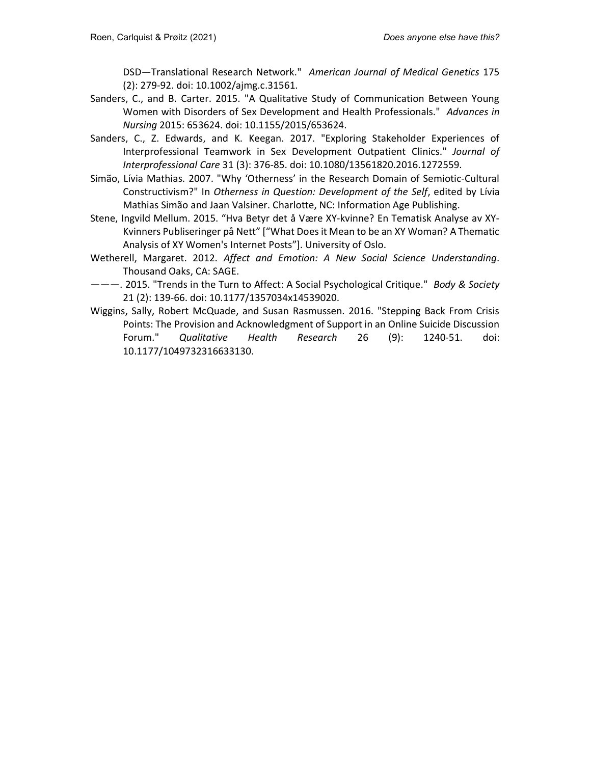DSD—Translational Research Network." *American Journal of Medical Genetics* 175 (2): 279-92. doi: 10.1002/ajmg.c.31561.

Sanders, C., and B. Carter. 2015. "A Qualitative Study of Communication Between Young Women with Disorders of Sex Development and Health Professionals." *Advances in Nursing* 2015: 653624. doi: 10.1155/2015/653624.

Sanders, C., Z. Edwards, and K. Keegan. 2017. "Exploring Stakeholder Experiences of Interprofessional Teamwork in Sex Development Outpatient Clinics." *Journal of Interprofessional Care* 31 (3): 376-85. doi: 10.1080/13561820.2016.1272559.

Simão, Lívia Mathias. 2007. "Why 'Otherness' in the Research Domain of Semiotic-Cultural Constructivism?" In *Otherness in Question: Development of the Self*, edited by Lívia Mathias Simão and Jaan Valsiner. Charlotte, NC: Information Age Publishing.

Stene, Ingvild Mellum. 2015. "Hva Betyr det å Være XY-kvinne? En Tematisk Analyse av XY-Kvinners Publiseringer på Nett" ["What Does it Mean to be an XY Woman? A Thematic Analysis of XY Women's Internet Posts"]. University of Oslo.

Wetherell, Margaret. 2012. *Affect and Emotion: A New Social Science Understanding*. Thousand Oaks, CA: SAGE.

———. 2015. "Trends in the Turn to Affect: A Social Psychological Critique." *Body & Society* 21 (2): 139-66. doi: 10.1177/1357034x14539020.

Wiggins, Sally, Robert McQuade, and Susan Rasmussen. 2016. "Stepping Back From Crisis Points: The Provision and Acknowledgment of Support in an Online Suicide Discussion Forum." *Qualitative Health Research* 26 (9): 1240-51. doi: 10.1177/1049732316633130.